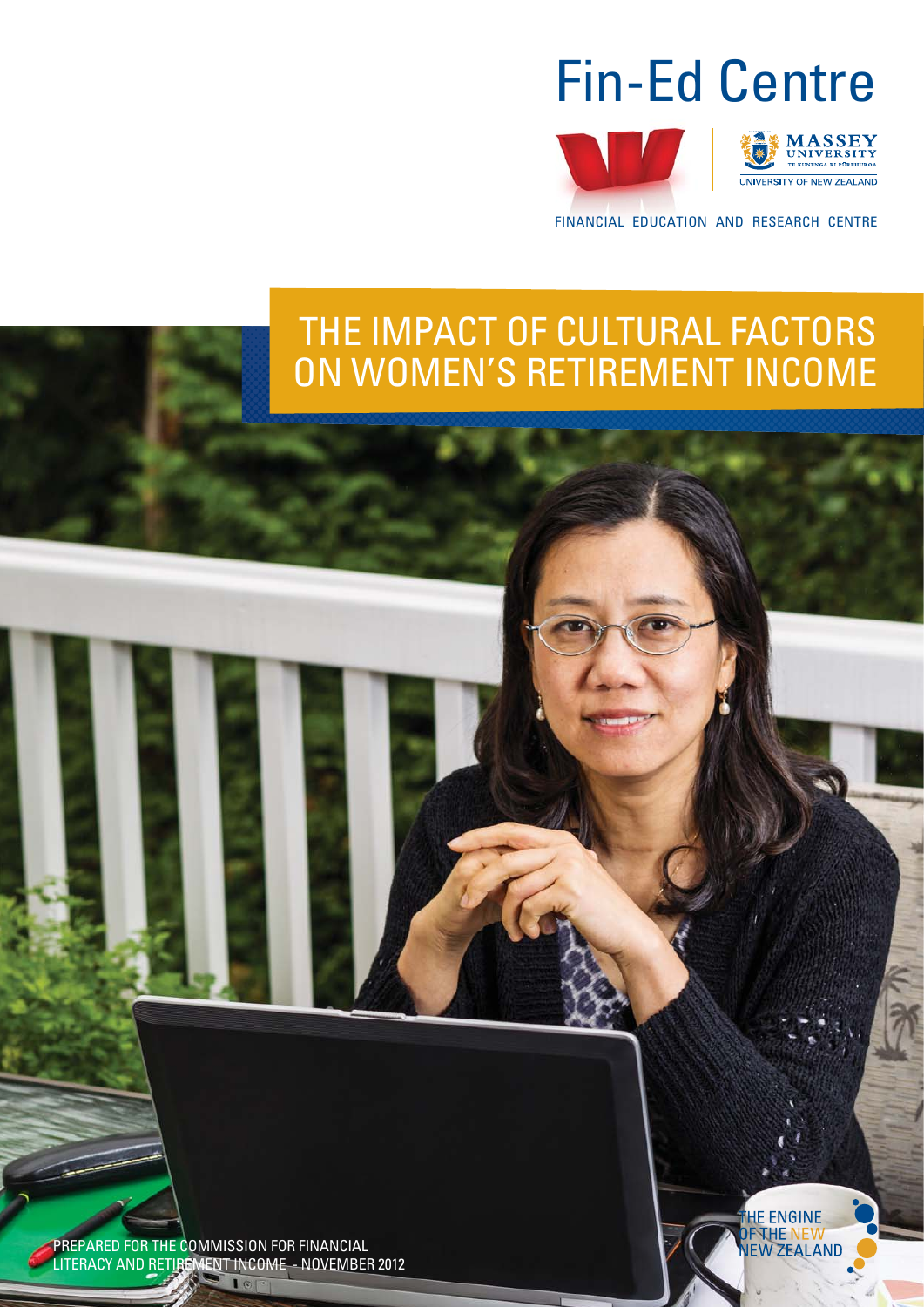Fin-Ed Centre

MASSEY UNIVERSITY
TE KUNENGA KI PŪREHUROA
UNIVERSITY OF NEW ZEALAND

FINANCIAL EDUCATION AND RESEARCH CENTRE

# THE IMPACT OF CULTURAL FACTORS ON WOMEN'S RETIREMENT INCOME

PREPARED FOR THE COMMISSION FOR FINANCIAL LITERACY AND RETIREMENT INCOME - NOVEMBER 2012

THE ENGINE OF THE NEW NEW ZEALAND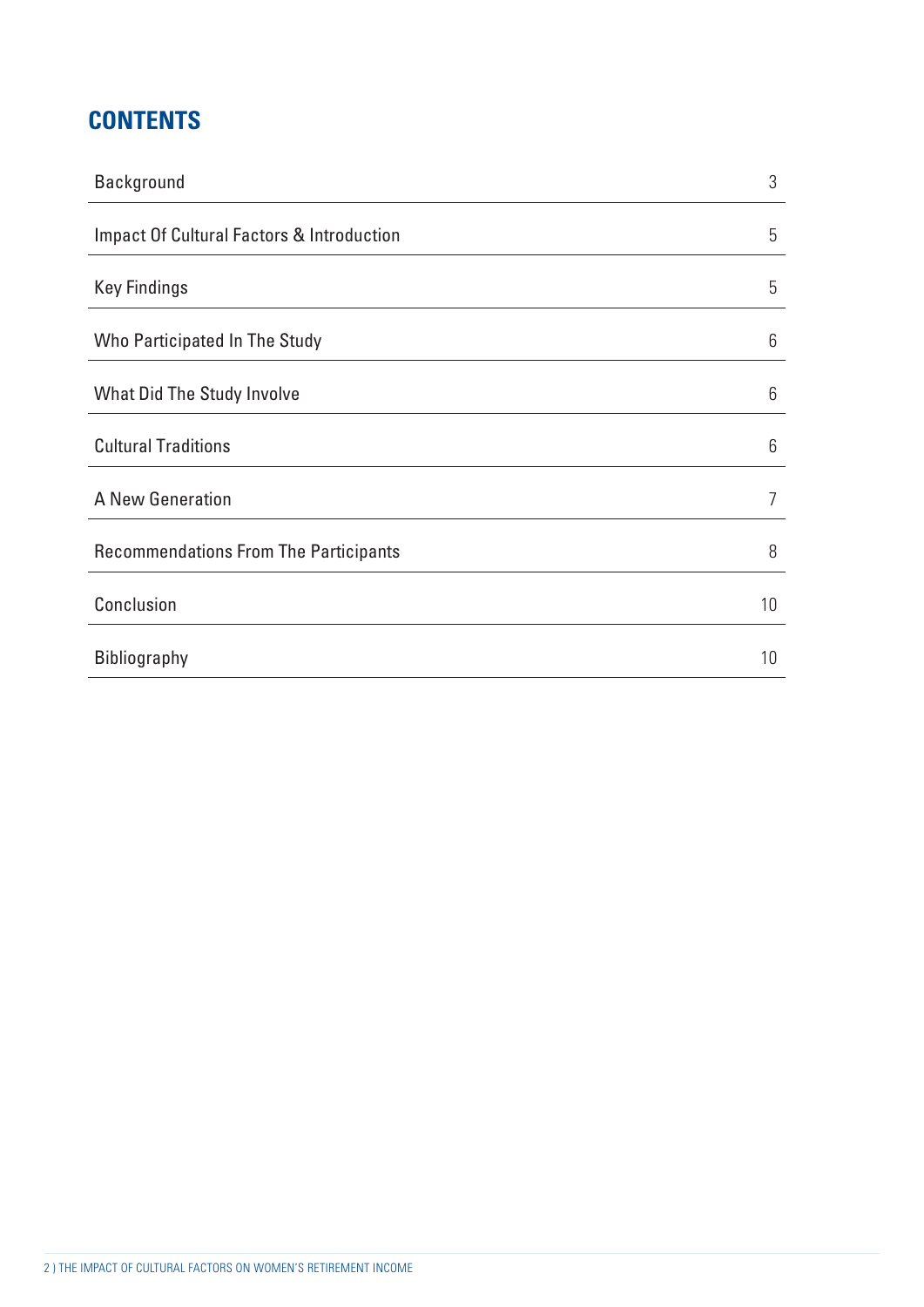## CONTENTS

| | |
|---|---|
| Background | 3 |
| Impact Of Cultural Factors & Introduction | 5 |
| Key Findings | 5 |
| Who Participated In The Study | 6 |
| What Did The Study Involve | 6 |
| Cultural Traditions | 6 |
| A New Generation | 7 |
| Recommendations From The Participants | 8 |
| Conclusion | 10 |
| Bibliography | 10 |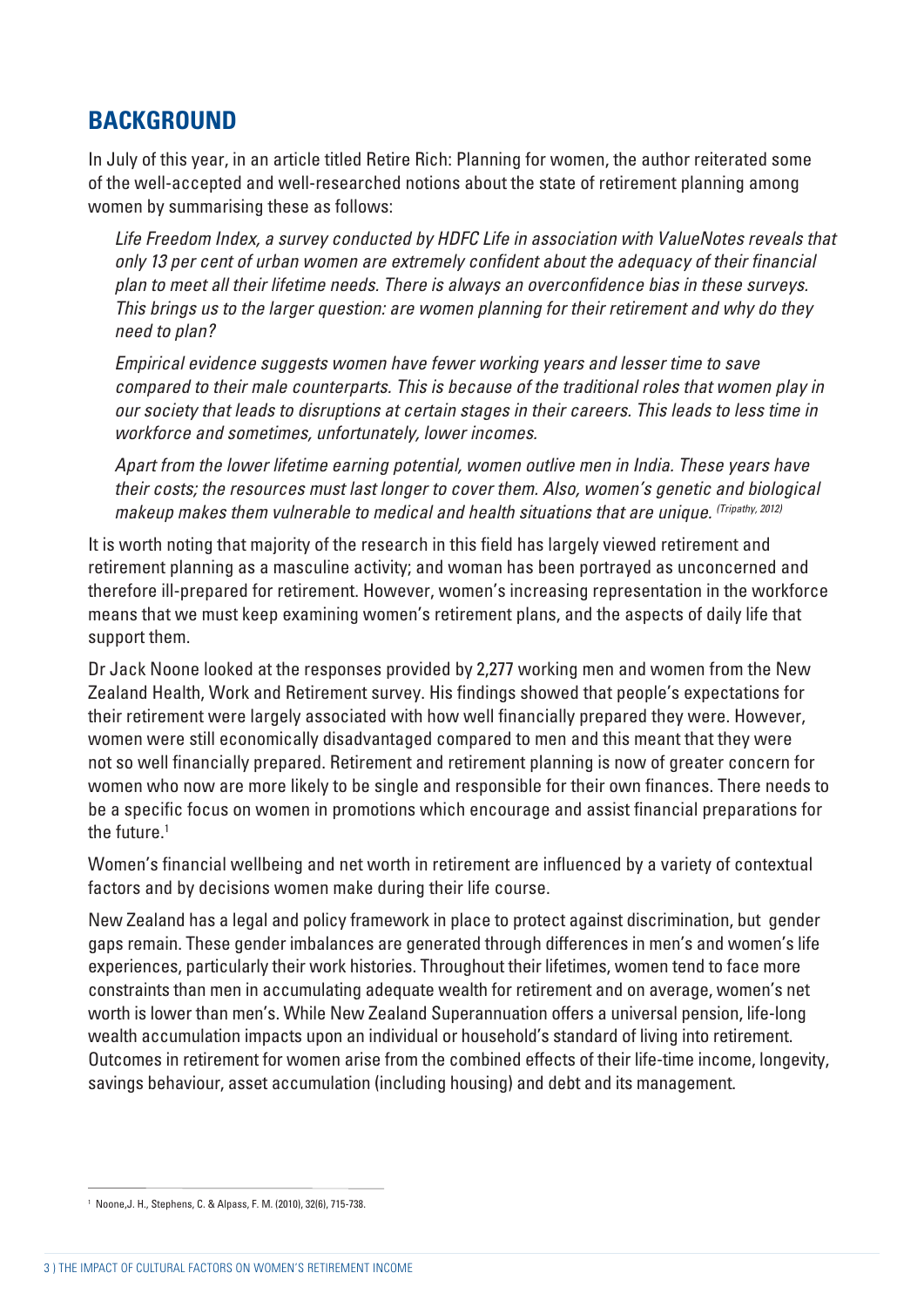## BACKGROUND

In July of this year, in an article titled Retire Rich: Planning for women, the author reiterated some of the well-accepted and well-researched notions about the state of retirement planning among women by summarising these as follows:

> *Life Freedom Index, a survey conducted by HDFC Life in association with ValueNotes reveals that only 13 per cent of urban women are extremely confident about the adequacy of their financial plan to meet all their lifetime needs. There is always an overconfidence bias in these surveys. This brings us to the larger question: are women planning for their retirement and why do they need to plan?*
>
> *Empirical evidence suggests women have fewer working years and lesser time to save compared to their male counterparts. This is because of the traditional roles that women play in our society that leads to disruptions at certain stages in their careers. This leads to less time in workforce and sometimes, unfortunately, lower incomes.*
>
> *Apart from the lower lifetime earning potential, women outlive men in India. These years have their costs; the resources must last longer to cover them. Also, women's genetic and biological makeup makes them vulnerable to medical and health situations that are unique.* *(Tripathy, 2012)*

It is worth noting that majority of the research in this field has largely viewed retirement and retirement planning as a masculine activity; and woman has been portrayed as unconcerned and therefore ill-prepared for retirement. However, women's increasing representation in the workforce means that we must keep examining women's retirement plans, and the aspects of daily life that support them.

Dr Jack Noone looked at the responses provided by 2,277 working men and women from the New Zealand Health, Work and Retirement survey. His findings showed that people's expectations for their retirement were largely associated with how well financially prepared they were. However, women were still economically disadvantaged compared to men and this meant that they were not so well financially prepared. Retirement and retirement planning is now of greater concern for women who now are more likely to be single and responsible for their own finances. There needs to be a specific focus on women in promotions which encourage and assist financial preparations for the future.[1]

Women's financial wellbeing and net worth in retirement are influenced by a variety of contextual factors and by decisions women make during their life course.

New Zealand has a legal and policy framework in place to protect against discrimination, but gender gaps remain. These gender imbalances are generated through differences in men's and women's life experiences, particularly their work histories. Throughout their lifetimes, women tend to face more constraints than men in accumulating adequate wealth for retirement and on average, women's net worth is lower than men's. While New Zealand Superannuation offers a universal pension, life-long wealth accumulation impacts upon an individual or household's standard of living into retirement. Outcomes in retirement for women arise from the combined effects of their life-time income, longevity, savings behaviour, asset accumulation (including housing) and debt and its management.

---

[1] Noone,J. H., Stephens, C. & Alpass, F. M. (2010), 32(6), 715-738.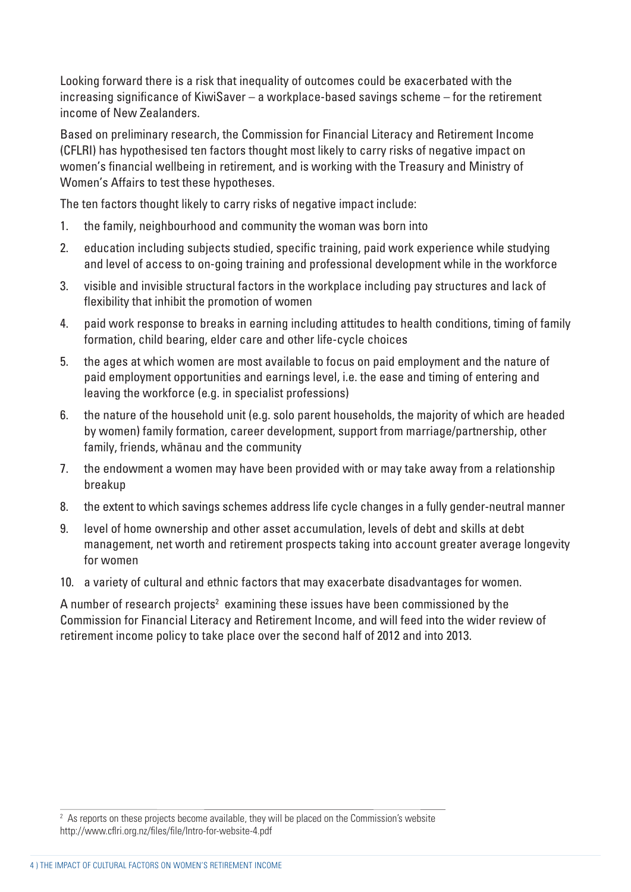Looking forward there is a risk that inequality of outcomes could be exacerbated with the increasing significance of KiwiSaver – a workplace-based savings scheme – for the retirement income of New Zealanders.

Based on preliminary research, the Commission for Financial Literacy and Retirement Income (CFLRI) has hypothesised ten factors thought most likely to carry risks of negative impact on women's financial wellbeing in retirement, and is working with the Treasury and Ministry of Women's Affairs to test these hypotheses.

The ten factors thought likely to carry risks of negative impact include:

1. the family, neighbourhood and community the woman was born into
2. education including subjects studied, specific training, paid work experience while studying and level of access to on-going training and professional development while in the workforce
3. visible and invisible structural factors in the workplace including pay structures and lack of flexibility that inhibit the promotion of women
4. paid work response to breaks in earning including attitudes to health conditions, timing of family formation, child bearing, elder care and other life-cycle choices
5. the ages at which women are most available to focus on paid employment and the nature of paid employment opportunities and earnings level, i.e. the ease and timing of entering and leaving the workforce (e.g. in specialist professions)
6. the nature of the household unit (e.g. solo parent households, the majority of which are headed by women) family formation, career development, support from marriage/partnership, other family, friends, whānau and the community
7. the endowment a women may have been provided with or may take away from a relationship breakup
8. the extent to which savings schemes address life cycle changes in a fully gender-neutral manner
9. level of home ownership and other asset accumulation, levels of debt and skills at debt management, net worth and retirement prospects taking into account greater average longevity for women
10. a variety of cultural and ethnic factors that may exacerbate disadvantages for women.

A number of research projects[2] examining these issues have been commissioned by the Commission for Financial Literacy and Retirement Income, and will feed into the wider review of retirement income policy to take place over the second half of 2012 and into 2013.

[2] As reports on these projects become available, they will be placed on the Commission's website http://www.cflri.org.nz/files/file/Intro-for-website-4.pdf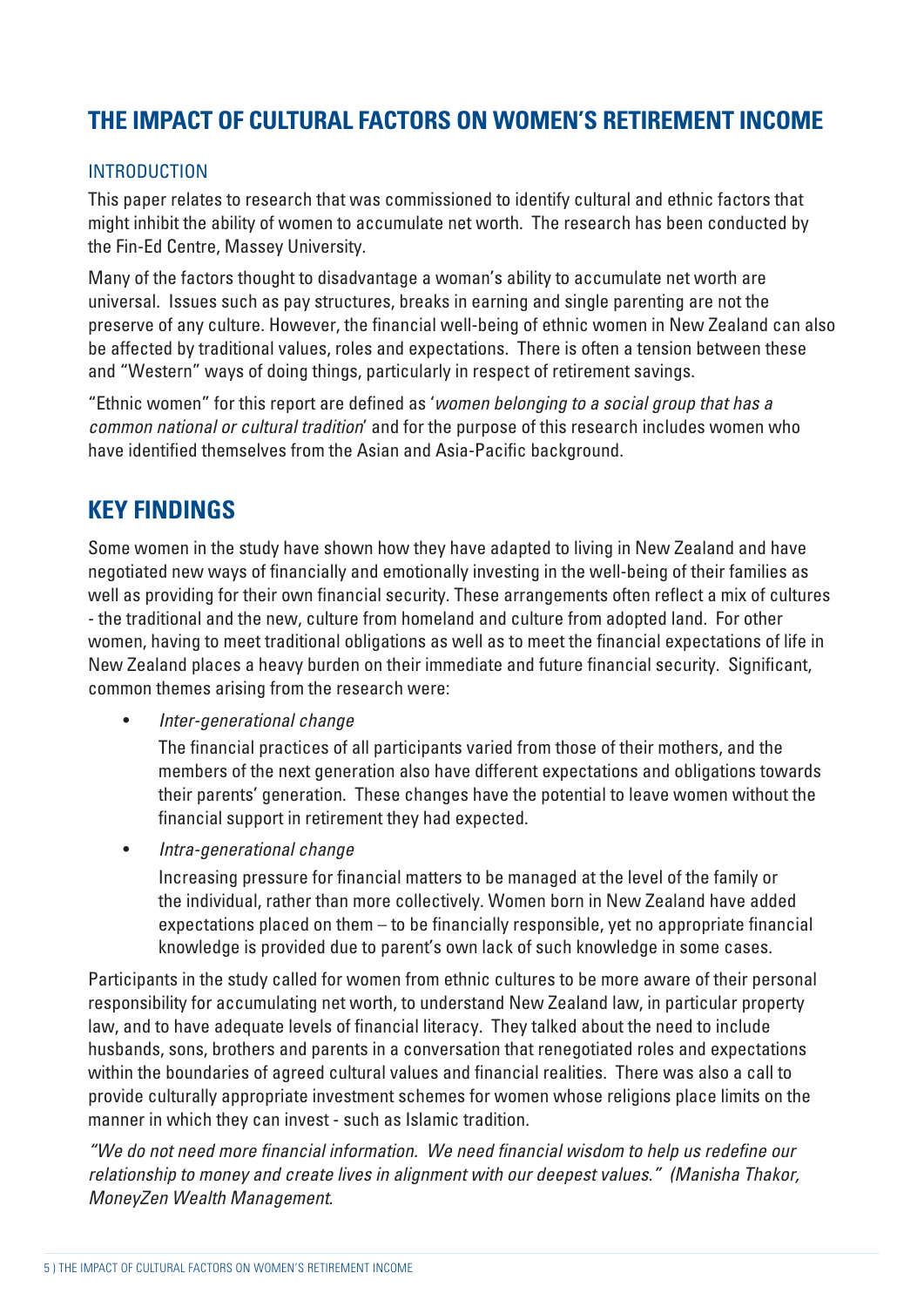# THE IMPACT OF CULTURAL FACTORS ON WOMEN'S RETIREMENT INCOME

## INTRODUCTION

This paper relates to research that was commissioned to identify cultural and ethnic factors that might inhibit the ability of women to accumulate net worth. The research has been conducted by the Fin-Ed Centre, Massey University.

Many of the factors thought to disadvantage a woman's ability to accumulate net worth are universal. Issues such as pay structures, breaks in earning and single parenting are not the preserve of any culture. However, the financial well-being of ethnic women in New Zealand can also be affected by traditional values, roles and expectations. There is often a tension between these and "Western" ways of doing things, particularly in respect of retirement savings.

"Ethnic women" for this report are defined as '*women belonging to a social group that has a common national or cultural tradition*' and for the purpose of this research includes women who have identified themselves from the Asian and Asia-Pacific background.

# KEY FINDINGS

Some women in the study have shown how they have adapted to living in New Zealand and have negotiated new ways of financially and emotionally investing in the well-being of their families as well as providing for their own financial security. These arrangements often reflect a mix of cultures - the traditional and the new, culture from homeland and culture from adopted land. For other women, having to meet traditional obligations as well as to meet the financial expectations of life in New Zealand places a heavy burden on their immediate and future financial security. Significant, common themes arising from the research were:

- *Inter-generational change*

  The financial practices of all participants varied from those of their mothers, and the members of the next generation also have different expectations and obligations towards their parents' generation. These changes have the potential to leave women without the financial support in retirement they had expected.

- *Intra-generational change*

  Increasing pressure for financial matters to be managed at the level of the family or the individual, rather than more collectively. Women born in New Zealand have added expectations placed on them – to be financially responsible, yet no appropriate financial knowledge is provided due to parent's own lack of such knowledge in some cases.

Participants in the study called for women from ethnic cultures to be more aware of their personal responsibility for accumulating net worth, to understand New Zealand law, in particular property law, and to have adequate levels of financial literacy. They talked about the need to include husbands, sons, brothers and parents in a conversation that renegotiated roles and expectations within the boundaries of agreed cultural values and financial realities. There was also a call to provide culturally appropriate investment schemes for women whose religions place limits on the manner in which they can invest - such as Islamic tradition.

*"We do not need more financial information. We need financial wisdom to help us redefine our relationship to money and create lives in alignment with our deepest values." (Manisha Thakor, MoneyZen Wealth Management.*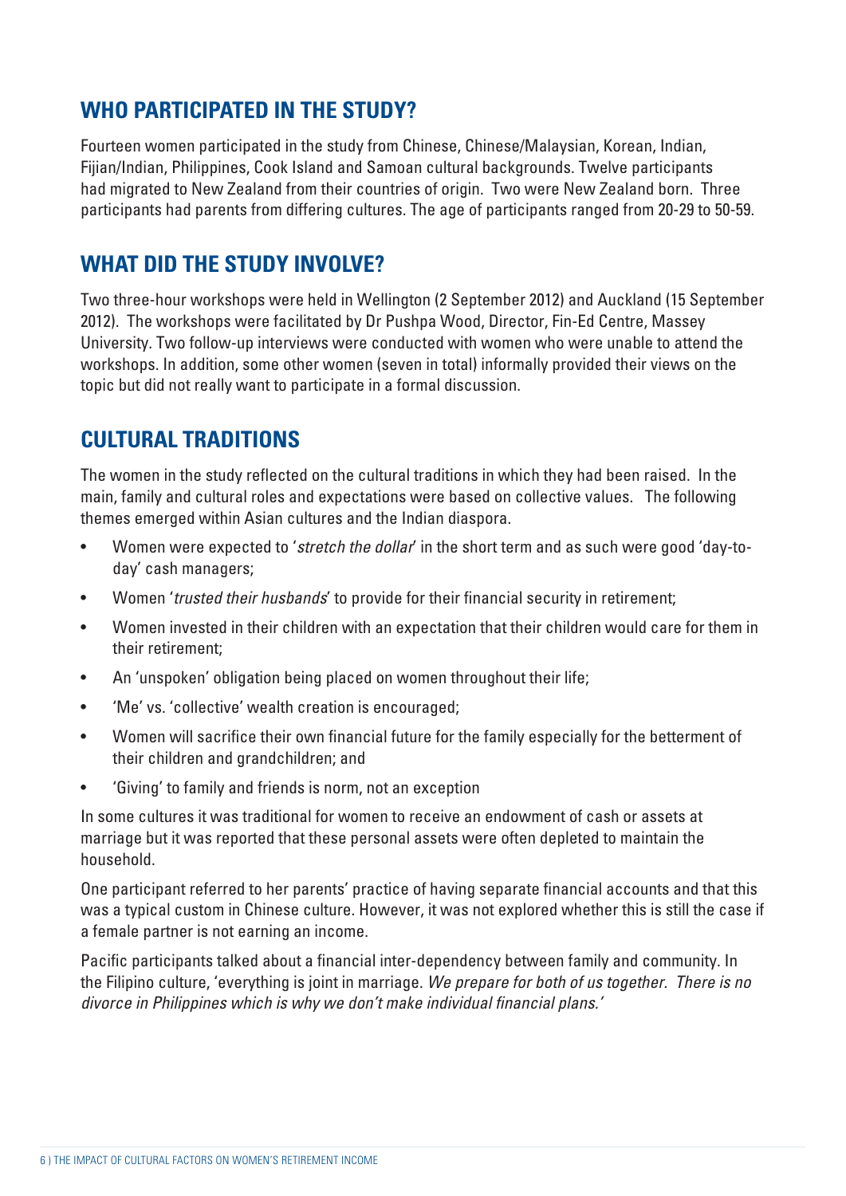## WHO PARTICIPATED IN THE STUDY?

Fourteen women participated in the study from Chinese, Chinese/Malaysian, Korean, Indian, Fijian/Indian, Philippines, Cook Island and Samoan cultural backgrounds. Twelve participants had migrated to New Zealand from their countries of origin. Two were New Zealand born. Three participants had parents from differing cultures. The age of participants ranged from 20-29 to 50-59.

## WHAT DID THE STUDY INVOLVE?

Two three-hour workshops were held in Wellington (2 September 2012) and Auckland (15 September 2012). The workshops were facilitated by Dr Pushpa Wood, Director, Fin-Ed Centre, Massey University. Two follow-up interviews were conducted with women who were unable to attend the workshops. In addition, some other women (seven in total) informally provided their views on the topic but did not really want to participate in a formal discussion.

## CULTURAL TRADITIONS

The women in the study reflected on the cultural traditions in which they had been raised. In the main, family and cultural roles and expectations were based on collective values. The following themes emerged within Asian cultures and the Indian diaspora.

- Women were expected to '*stretch the dollar*' in the short term and as such were good 'day-to-day' cash managers;
- Women '*trusted their husbands*' to provide for their financial security in retirement;
- Women invested in their children with an expectation that their children would care for them in their retirement;
- An 'unspoken' obligation being placed on women throughout their life;
- 'Me' vs. 'collective' wealth creation is encouraged;
- Women will sacrifice their own financial future for the family especially for the betterment of their children and grandchildren; and
- 'Giving' to family and friends is norm, not an exception

In some cultures it was traditional for women to receive an endowment of cash or assets at marriage but it was reported that these personal assets were often depleted to maintain the household.

One participant referred to her parents' practice of having separate financial accounts and that this was a typical custom in Chinese culture. However, it was not explored whether this is still the case if a female partner is not earning an income.

Pacific participants talked about a financial inter-dependency between family and community. In the Filipino culture, 'everything is joint in marriage. *We prepare for both of us together. There is no divorce in Philippines which is why we don't make individual financial plans.'*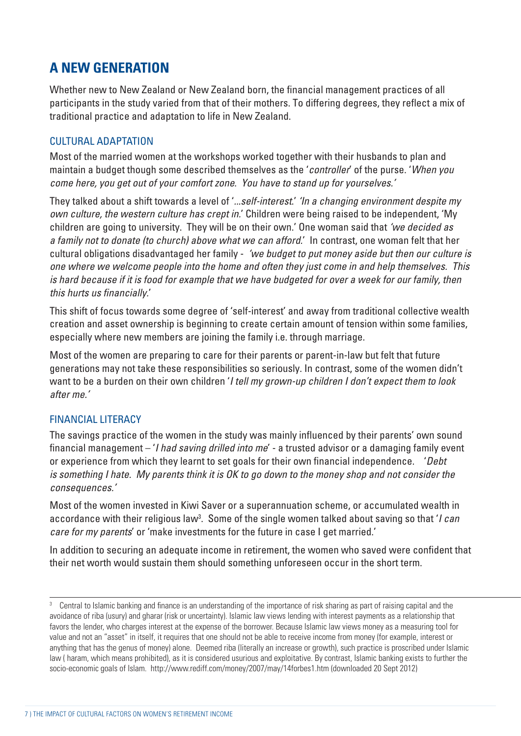## A NEW GENERATION

Whether new to New Zealand or New Zealand born, the financial management practices of all participants in the study varied from that of their mothers. To differing degrees, they reflect a mix of traditional practice and adaptation to life in New Zealand.

### CULTURAL ADAPTATION

Most of the married women at the workshops worked together with their husbands to plan and maintain a budget though some described themselves as the '*controller*' of the purse. '*When you come here, you get out of your comfort zone. You have to stand up for yourselves.'*

They talked about a shift towards a level of '*...self-interest*.' *'In a changing environment despite my own culture, the western culture has crept in*.' Children were being raised to be independent, 'My children are going to university. They will be on their own.' One woman said that *'we decided as a family not to donate (to church) above what we can afford*.' In contrast, one woman felt that her cultural obligations disadvantaged her family - *'we budget to put money aside but then our culture is one where we welcome people into the home and often they just come in and help themselves. This is hard because if it is food for example that we have budgeted for over a week for our family, then this hurts us financially*.'

This shift of focus towards some degree of 'self-interest' and away from traditional collective wealth creation and asset ownership is beginning to create certain amount of tension within some families, especially where new members are joining the family i.e. through marriage.

Most of the women are preparing to care for their parents or parent-in-law but felt that future generations may not take these responsibilities so seriously. In contrast, some of the women didn't want to be a burden on their own children '*I tell my grown-up children I don't expect them to look after me.'*

### FINANCIAL LITERACY

The savings practice of the women in the study was mainly influenced by their parents' own sound financial management – '*I had saving drilled into me*' - a trusted advisor or a damaging family event or experience from which they learnt to set goals for their own financial independence. '*Debt is something I hate. My parents think it is OK to go down to the money shop and not consider the consequences.'*

Most of the women invested in Kiwi Saver or a superannuation scheme, or accumulated wealth in accordance with their religious law[3]. Some of the single women talked about saving so that '*I can care for my parents*' or 'make investments for the future in case I get married.'

In addition to securing an adequate income in retirement, the women who saved were confident that their net worth would sustain them should something unforeseen occur in the short term.

---

[3] Central to Islamic banking and finance is an understanding of the importance of risk sharing as part of raising capital and the avoidance of riba (usury) and gharar (risk or uncertainty). Islamic law views lending with interest payments as a relationship that favors the lender, who charges interest at the expense of the borrower. Because Islamic law views money as a measuring tool for value and not an "asset" in itself, it requires that one should not be able to receive income from money (for example, interest or anything that has the genus of money) alone. Deemed riba (literally an increase or growth), such practice is proscribed under Islamic law ( haram, which means prohibited), as it is considered usurious and exploitative. By contrast, Islamic banking exists to further the socio-economic goals of Islam. http://www.rediff.com/money/2007/may/14forbes1.htm (downloaded 20 Sept 2012)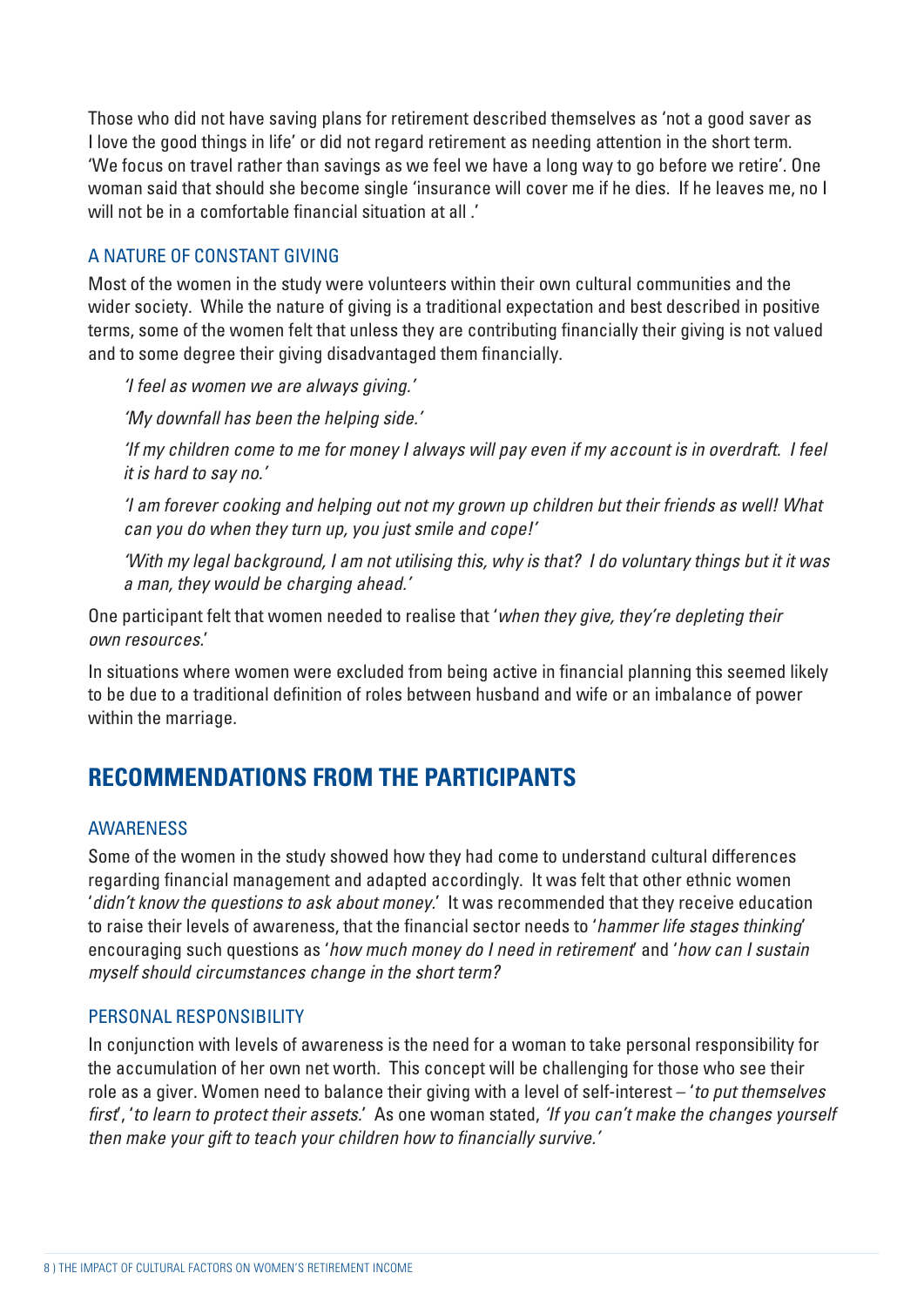Those who did not have saving plans for retirement described themselves as 'not a good saver as I love the good things in life' or did not regard retirement as needing attention in the short term. 'We focus on travel rather than savings as we feel we have a long way to go before we retire'. One woman said that should she become single 'insurance will cover me if he dies. If he leaves me, no I will not be in a comfortable financial situation at all .'

### A NATURE OF CONSTANT GIVING

Most of the women in the study were volunteers within their own cultural communities and the wider society. While the nature of giving is a traditional expectation and best described in positive terms, some of the women felt that unless they are contributing financially their giving is not valued and to some degree their giving disadvantaged them financially.

> *'I feel as women we are always giving.'*
>
> *'My downfall has been the helping side.'*
>
> *'If my children come to me for money I always will pay even if my account is in overdraft. I feel it is hard to say no.'*
>
> *'I am forever cooking and helping out not my grown up children but their friends as well! What can you do when they turn up, you just smile and cope!'*
>
> *'With my legal background, I am not utilising this, why is that? I do voluntary things but it it was a man, they would be charging ahead.'*

One participant felt that women needed to realise that '*when they give, they're depleting their own resources.*'

In situations where women were excluded from being active in financial planning this seemed likely to be due to a traditional definition of roles between husband and wife or an imbalance of power within the marriage.

## RECOMMENDATIONS FROM THE PARTICIPANTS

### AWARENESS

Some of the women in the study showed how they had come to understand cultural differences regarding financial management and adapted accordingly. It was felt that other ethnic women '*didn't know the questions to ask about money.*' It was recommended that they receive education to raise their levels of awareness, that the financial sector needs to '*hammer life stages thinking*' encouraging such questions as '*how much money do I need in retirement*' and '*how can I sustain myself should circumstances change in the short term?*

### PERSONAL RESPONSIBILITY

In conjunction with levels of awareness is the need for a woman to take personal responsibility for the accumulation of her own net worth. This concept will be challenging for those who see their role as a giver. Women need to balance their giving with a level of self-interest – '*to put themselves first*', '*to learn to protect their assets.*' As one woman stated, *'If you can't make the changes yourself then make your gift to teach your children how to financially survive.'*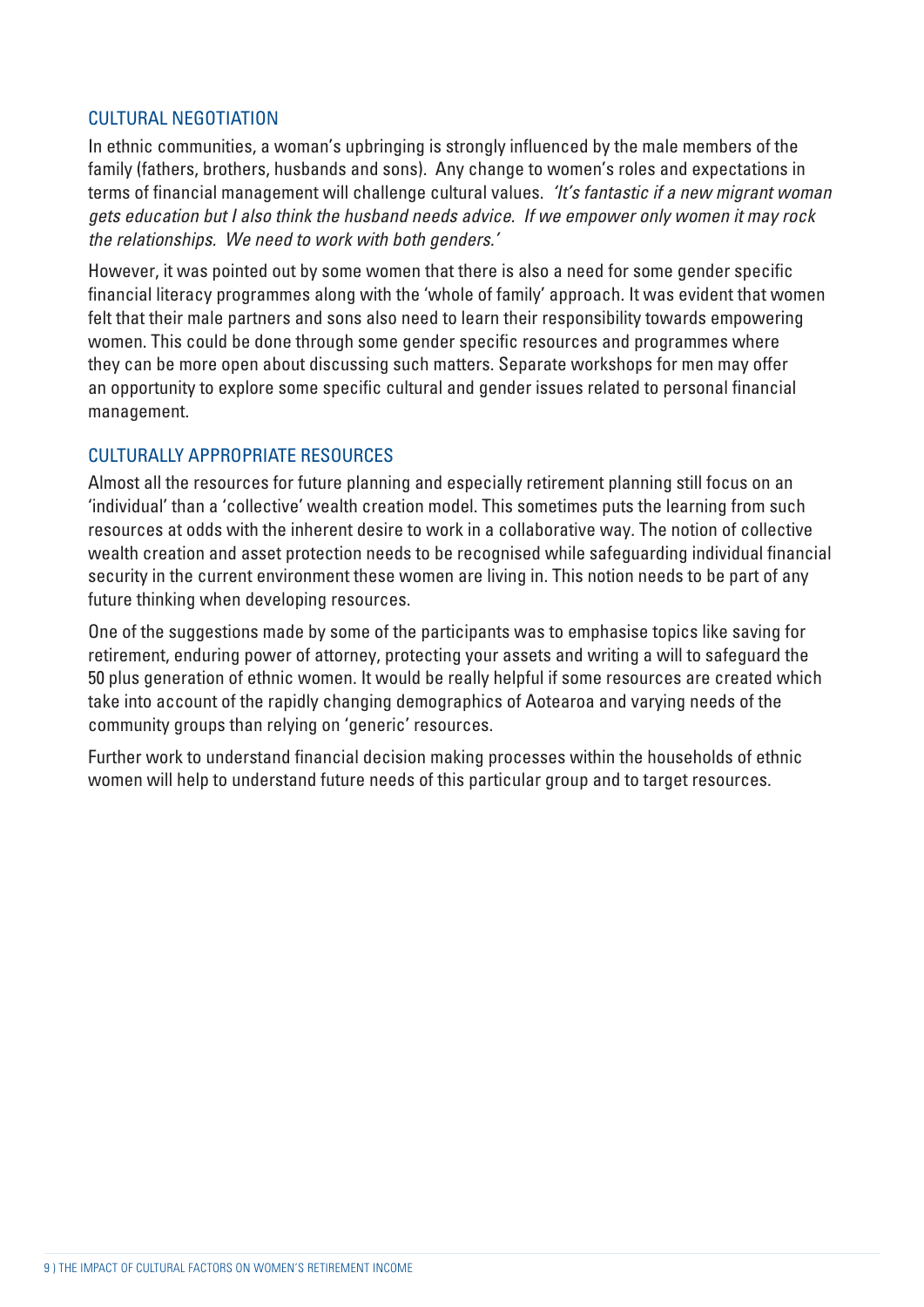## CULTURAL NEGOTIATION

In ethnic communities, a woman's upbringing is strongly influenced by the male members of the family (fathers, brothers, husbands and sons). Any change to women's roles and expectations in terms of financial management will challenge cultural values. *'It's fantastic if a new migrant woman gets education but I also think the husband needs advice. If we empower only women it may rock the relationships. We need to work with both genders.'*

However, it was pointed out by some women that there is also a need for some gender specific financial literacy programmes along with the 'whole of family' approach. It was evident that women felt that their male partners and sons also need to learn their responsibility towards empowering women. This could be done through some gender specific resources and programmes where they can be more open about discussing such matters. Separate workshops for men may offer an opportunity to explore some specific cultural and gender issues related to personal financial management.

## CULTURALLY APPROPRIATE RESOURCES

Almost all the resources for future planning and especially retirement planning still focus on an 'individual' than a 'collective' wealth creation model. This sometimes puts the learning from such resources at odds with the inherent desire to work in a collaborative way. The notion of collective wealth creation and asset protection needs to be recognised while safeguarding individual financial security in the current environment these women are living in. This notion needs to be part of any future thinking when developing resources.

One of the suggestions made by some of the participants was to emphasise topics like saving for retirement, enduring power of attorney, protecting your assets and writing a will to safeguard the 50 plus generation of ethnic women. It would be really helpful if some resources are created which take into account of the rapidly changing demographics of Aotearoa and varying needs of the community groups than relying on 'generic' resources.

Further work to understand financial decision making processes within the households of ethnic women will help to understand future needs of this particular group and to target resources.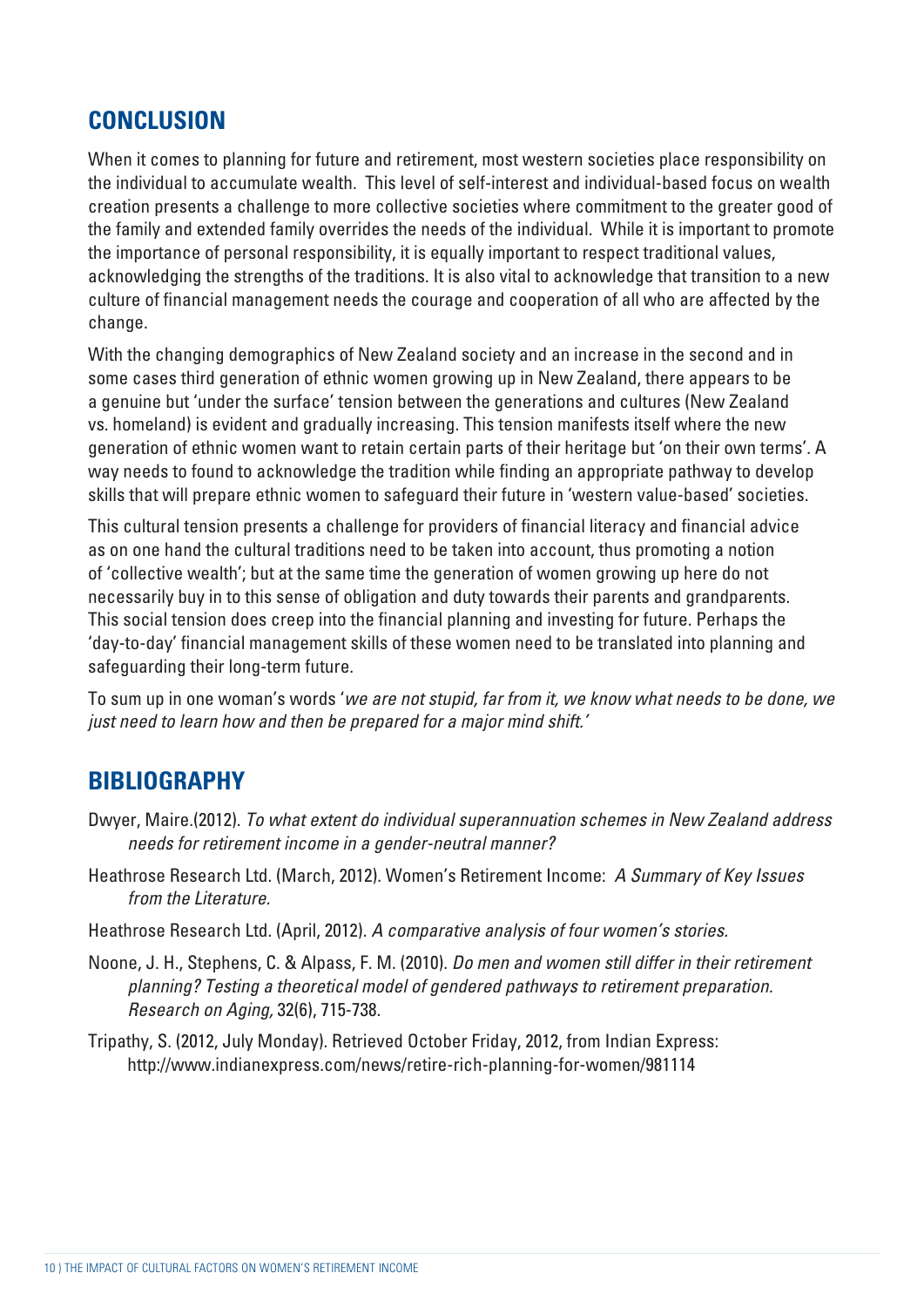## CONCLUSION

When it comes to planning for future and retirement, most western societies place responsibility on the individual to accumulate wealth. This level of self-interest and individual-based focus on wealth creation presents a challenge to more collective societies where commitment to the greater good of the family and extended family overrides the needs of the individual. While it is important to promote the importance of personal responsibility, it is equally important to respect traditional values, acknowledging the strengths of the traditions. It is also vital to acknowledge that transition to a new culture of financial management needs the courage and cooperation of all who are affected by the change.

With the changing demographics of New Zealand society and an increase in the second and in some cases third generation of ethnic women growing up in New Zealand, there appears to be a genuine but 'under the surface' tension between the generations and cultures (New Zealand vs. homeland) is evident and gradually increasing. This tension manifests itself where the new generation of ethnic women want to retain certain parts of their heritage but 'on their own terms'. A way needs to found to acknowledge the tradition while finding an appropriate pathway to develop skills that will prepare ethnic women to safeguard their future in 'western value-based' societies.

This cultural tension presents a challenge for providers of financial literacy and financial advice as on one hand the cultural traditions need to be taken into account, thus promoting a notion of 'collective wealth'; but at the same time the generation of women growing up here do not necessarily buy in to this sense of obligation and duty towards their parents and grandparents. This social tension does creep into the financial planning and investing for future. Perhaps the 'day-to-day' financial management skills of these women need to be translated into planning and safeguarding their long-term future.

To sum up in one woman's words '*we are not stupid, far from it, we know what needs to be done, we just need to learn how and then be prepared for a major mind shift.*'

## BIBLIOGRAPHY

Dwyer, Maire.(2012). *To what extent do individual superannuation schemes in New Zealand address needs for retirement income in a gender-neutral manner?*

Heathrose Research Ltd. (March, 2012). Women's Retirement Income: *A Summary of Key Issues from the Literature.*

Heathrose Research Ltd. (April, 2012). *A comparative analysis of four women's stories.*

Noone, J. H., Stephens, C. & Alpass, F. M. (2010). *Do men and women still differ in their retirement planning? Testing a theoretical model of gendered pathways to retirement preparation. Research on Aging,* 32(6), 715-738.

Tripathy, S. (2012, July Monday). Retrieved October Friday, 2012, from Indian Express: http://www.indianexpress.com/news/retire-rich-planning-for-women/981114